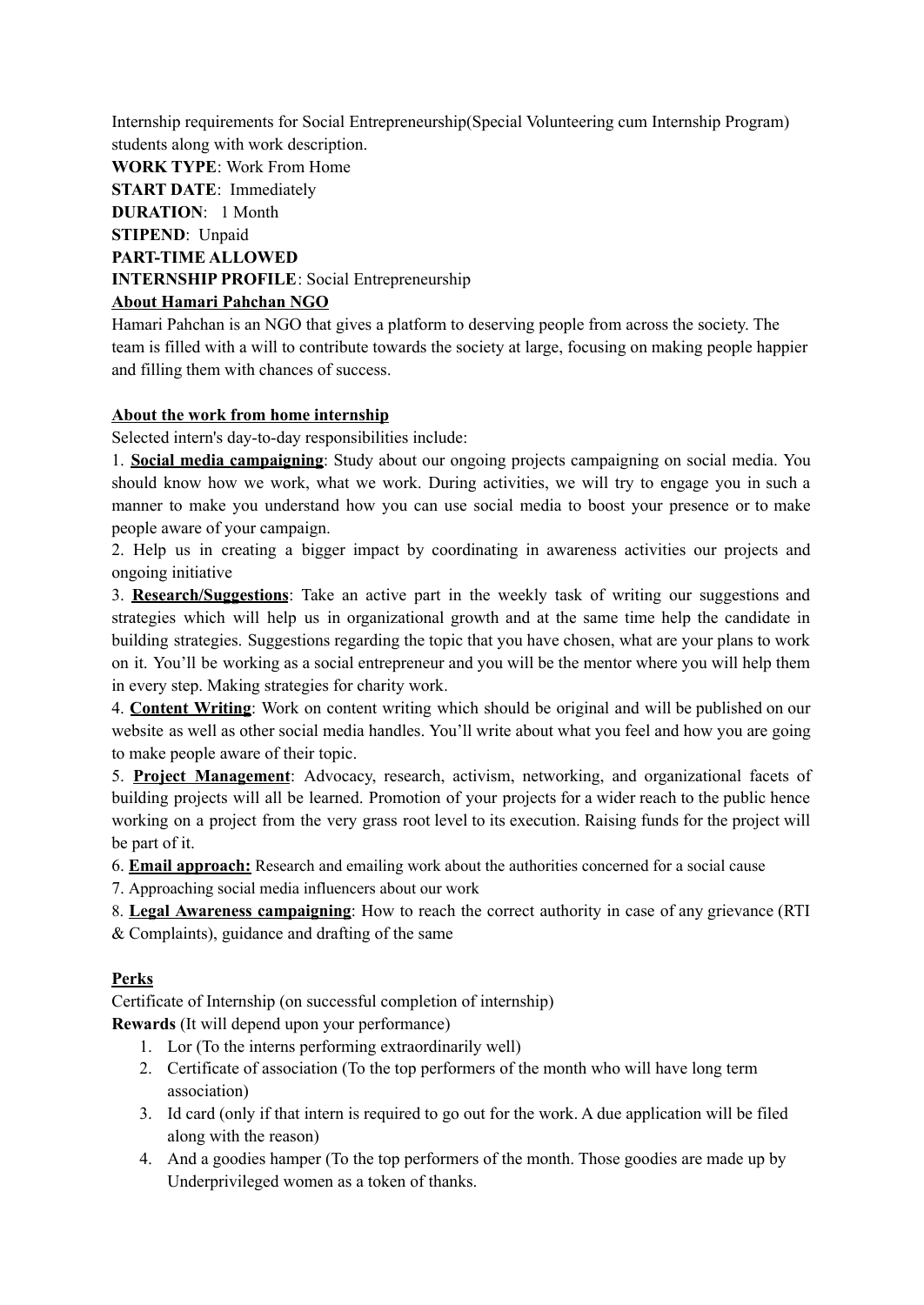Internship requirements for Social Entrepreneurship(Special Volunteering cum Internship Program) students along with work description.

**WORK TYPE**: Work From Home

**START DATE**: Immediately

**DURATION**: 1 Month

**STIPEND**: Unpaid

**PART-TIME ALLOWED**

**INTERNSHIP PROFILE**: Social Entrepreneurship

**About Hamari Pahchan NGO**

Hamari Pahchan is an NGO that gives a platform to deserving people from across the society. The team is filled with a will to contribute towards the society at large, focusing on making people happier and filling them with chances of success.

**About the work from home internship**

Selected intern's day-to-day responsibilities include:

1. **Social media campaigning**: Study about our ongoing projects campaigning on social media. You should know how we work, what we work. During activities, we will try to engage you in such a manner to make you understand how you can use social media to boost your presence or to make people aware of your campaign.
2. Help us in creating a bigger impact by coordinating in awareness activities our projects and ongoing initiative
3. **Research/Suggestions**: Take an active part in the weekly task of writing our suggestions and strategies which will help us in organizational growth and at the same time help the candidate in building strategies. Suggestions regarding the topic that you have chosen, what are your plans to work on it. You'll be working as a social entrepreneur and you will be the mentor where you will help them in every step. Making strategies for charity work.
4. **Content Writing**: Work on content writing which should be original and will be published on our website as well as other social media handles. You'll write about what you feel and how you are going to make people aware of their topic.
5. **Project Management**: Advocacy, research, activism, networking, and organizational facets of building projects will all be learned. Promotion of your projects for a wider reach to the public hence working on a project from the very grass root level to its execution. Raising funds for the project will be part of it.
6. **Email approach:** Research and emailing work about the authorities concerned for a social cause
7. Approaching social media influencers about our work
8. **Legal Awareness campaigning**: How to reach the correct authority in case of any grievance (RTI & Complaints), guidance and drafting of the same

**Perks**

Certificate of Internship (on successful completion of internship)

**Rewards** (It will depend upon your performance)

1. Lor (To the interns performing extraordinarily well)
2. Certificate of association (To the top performers of the month who will have long term association)
3. Id card (only if that intern is required to go out for the work. A due application will be filed along with the reason)
4. And a goodies hamper (To the top performers of the month. Those goodies are made up by Underprivileged women as a token of thanks.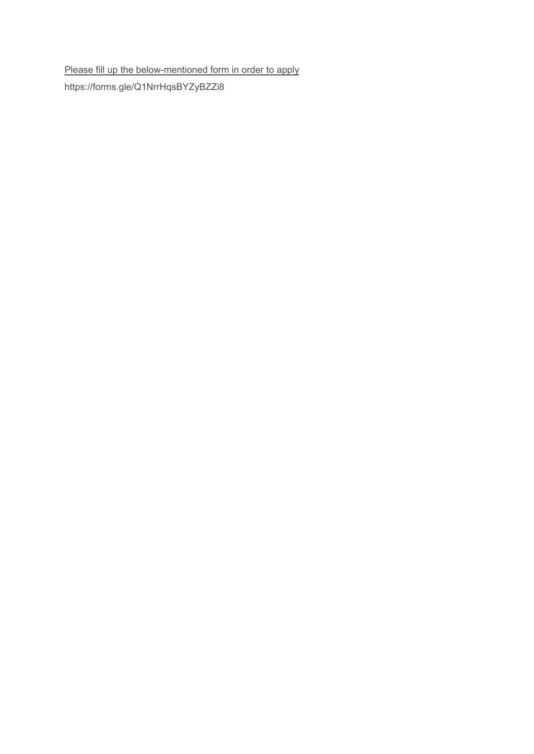Please fill up the below-mentioned form in order to apply

https://forms.gle/Q1NrrHqsBYZyBZZi8